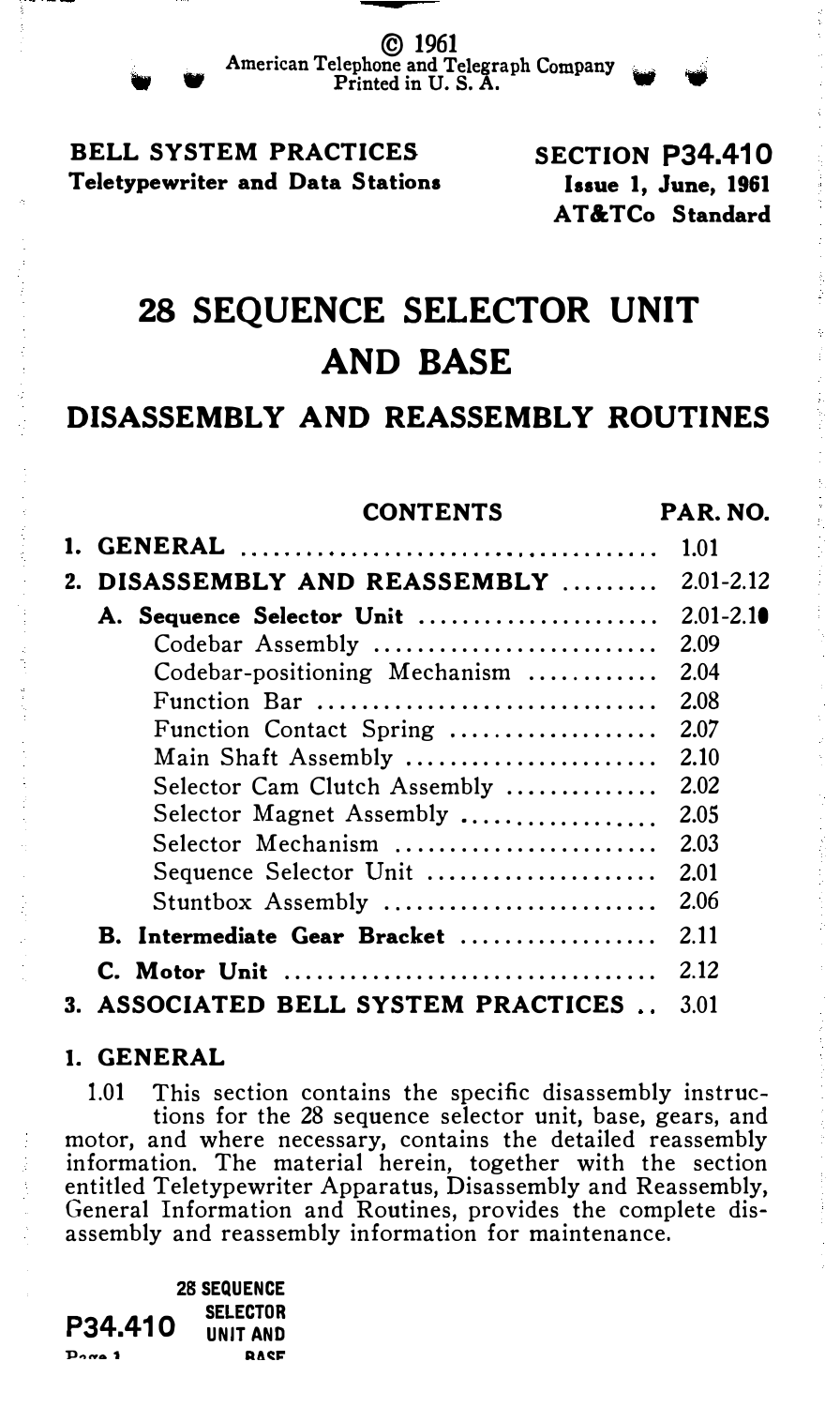© 1961
American Telephone and Telegraph Company
Printed in U. S. A.

**BELL SYSTEM PRACTICES**
**Teletypewriter and Data Stations**

**SECTION P34.410**
**Issue 1, June, 1961**
**AT&TCo Standard**

# 28 SEQUENCE SELECTOR UNIT AND BASE

## DISASSEMBLY AND REASSEMBLY ROUTINES

| CONTENTS | PAR. NO. |
|---|---|
| **1. GENERAL** | 1.01 |
| **2. DISASSEMBLY AND REASSEMBLY** | 2.01-2.12 |
| **A. Sequence Selector Unit** | 2.01-2.10 |
| Codebar Assembly | 2.09 |
| Codebar-positioning Mechanism | 2.04 |
| Function Bar | 2.08 |
| Function Contact Spring | 2.07 |
| Main Shaft Assembly | 2.10 |
| Selector Cam Clutch Assembly | 2.02 |
| Selector Magnet Assembly | 2.05 |
| Selector Mechanism | 2.03 |
| Sequence Selector Unit | 2.01 |
| Stuntbox Assembly | 2.06 |
| **B. Intermediate Gear Bracket** | 2.11 |
| **C. Motor Unit** | 2.12 |
| **3. ASSOCIATED BELL SYSTEM PRACTICES** | 3.01 |

## 1. GENERAL

1.01 This section contains the specific disassembly instructions for the 28 sequence selector unit, base, gears, and motor, and where necessary, contains the detailed reassembly information. The material herein, together with the section entitled Teletypewriter Apparatus, Disassembly and Reassembly, General Information and Routines, provides the complete disassembly and reassembly information for maintenance.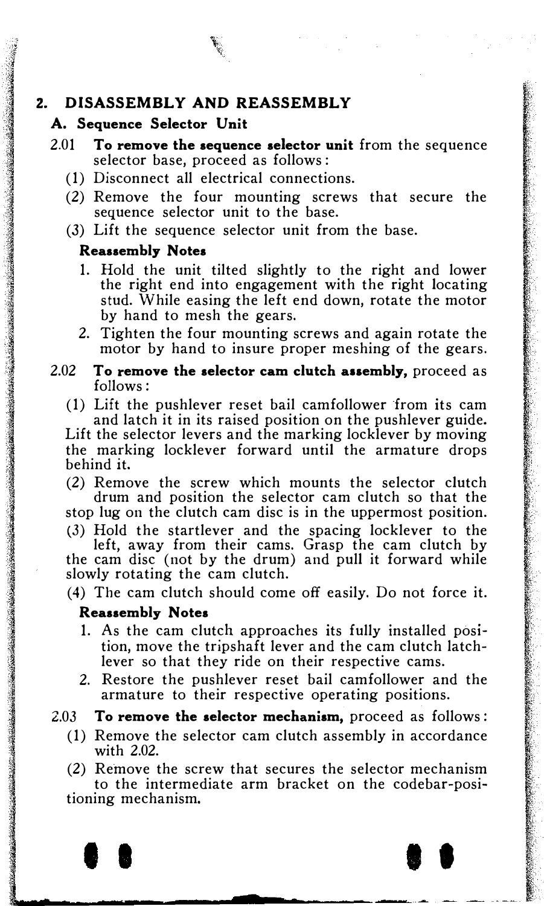## 2. DISASSEMBLY AND REASSEMBLY

### A. Sequence Selector Unit

2.01 **To remove the sequence selector unit** from the sequence selector base, proceed as follows:

(1) Disconnect all electrical connections.

(2) Remove the four mounting screws that secure the sequence selector unit to the base.

(3) Lift the sequence selector unit from the base.

**Reassembly Notes**

1. Hold the unit tilted slightly to the right and lower the right end into engagement with the right locating stud. While easing the left end down, rotate the motor by hand to mesh the gears.
2. Tighten the four mounting screws and again rotate the motor by hand to insure proper meshing of the gears.

2.02 **To remove the selector cam clutch assembly,** proceed as follows:

(1) Lift the pushlever reset bail camfollower from its cam and latch it in its raised position on the pushlever guide. Lift the selector levers and the marking locklever by moving the marking locklever forward until the armature drops behind it.

(2) Remove the screw which mounts the selector clutch drum and position the selector cam clutch so that the stop lug on the clutch cam disc is in the uppermost position.

(3) Hold the startlever and the spacing locklever to the left, away from their cams. Grasp the cam clutch by the cam disc (not by the drum) and pull it forward while slowly rotating the cam clutch.

(4) The cam clutch should come off easily. Do not force it.

**Reassembly Notes**

1. As the cam clutch approaches its fully installed position, move the tripshaft lever and the cam clutch latchlever so that they ride on their respective cams.
2. Restore the pushlever reset bail camfollower and the armature to their respective operating positions.

2.03 **To remove the selector mechanism,** proceed as follows:

(1) Remove the selector cam clutch assembly in accordance with 2.02.

(2) Remove the screw that secures the selector mechanism to the intermediate arm bracket on the codebar-positioning mechanism.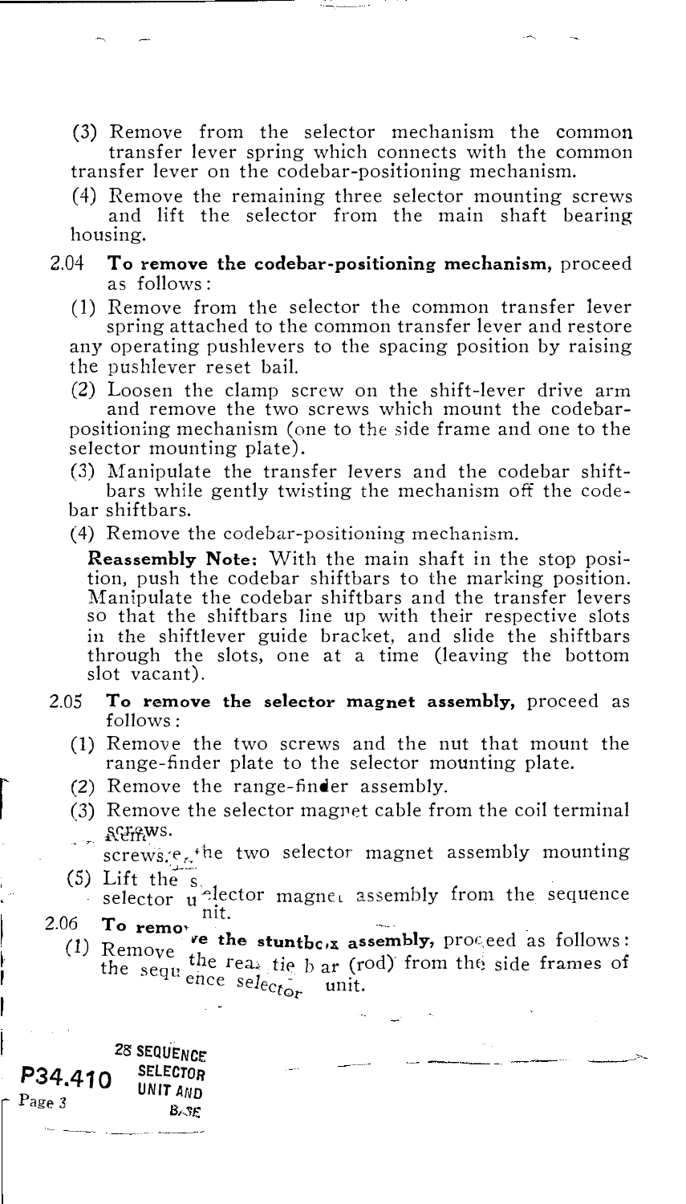(3) Remove from the selector mechanism the common transfer lever spring which connects with the common transfer lever on the codebar-positioning mechanism.

(4) Remove the remaining three selector mounting screws and lift the selector from the main shaft bearing housing.

2.04 **To remove the codebar-positioning mechanism,** proceed as follows:

(1) Remove from the selector the common transfer lever spring attached to the common transfer lever and restore any operating pushlevers to the spacing position by raising the pushlever reset bail.

(2) Loosen the clamp screw on the shift-lever drive arm and remove the two screws which mount the codebar-positioning mechanism (one to the side frame and one to the selector mounting plate).

(3) Manipulate the transfer levers and the codebar shiftbars while gently twisting the mechanism off the codebar shiftbars.

(4) Remove the codebar-positioning mechanism.

**Reassembly Note:** With the main shaft in the stop position, push the codebar shiftbars to the marking position. Manipulate the codebar shiftbars and the transfer levers so that the shiftbars line up with their respective slots in the shiftlever guide bracket, and slide the shiftbars through the slots, one at a time (leaving the bottom slot vacant).

2.05 **To remove the selector magnet assembly,** proceed as follows:

(1) Remove the two screws and the nut that mount the range-finder plate to the selector mounting plate.

(2) Remove the range-finder assembly.

(3) Remove the selector magnet cable from the coil terminal screws.

(4) Remove the two selector magnet assembly mounting screws.

(5) Lift the selector magnet assembly from the sequence selector unit.

2.06 **To remove the stuntbox assembly,** proceed as follows:

(1) Remove the rear tie bar (rod) from the side frames of the sequence selector unit.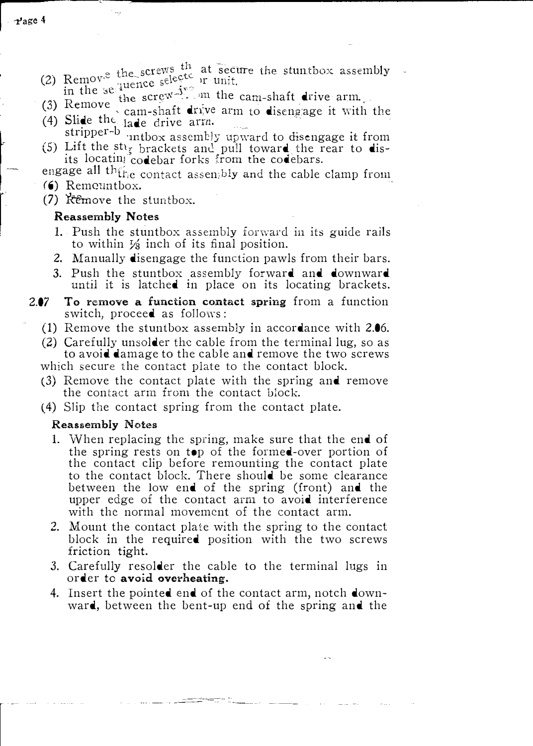(2) Remove the screws that secure the stuntbox assembly in the sequence selector unit.

(3) Remove the screw from the cam-shaft drive arm.

(4) Slide the cam-shaft drive arm to disengage it with the stripper-blade drive arm.

(5) Lift the stuntbox assembly upward to disengage it from its locating brackets and pull toward the rear to disengage all the codebar forks from the codebars.

(6) Remove the contact assembly and the cable clamp from stuntbox.

(7) Remove the stuntbox.

**Reassembly Notes**

1. Push the stuntbox assembly forward in its guide rails to within 1/8 inch of its final position.
2. Manually disengage the function pawls from their bars.
3. Push the stuntbox assembly forward and downward until it is latched in place on its locating brackets.

**2.07 To remove a function contact spring** from a function switch, proceed as follows:

(1) Remove the stuntbox assembly in accordance with 2.06.

(2) Carefully unsolder the cable from the terminal lug, so as to avoid damage to the cable and remove the two screws which secure the contact plate to the contact block.

(3) Remove the contact plate with the spring and remove the contact arm from the contact block.

(4) Slip the contact spring from the contact plate.

**Reassembly Notes**

1. When replacing the spring, make sure that the end of the spring rests on top of the formed-over portion of the contact clip before remounting the contact plate to the contact block. There should be some clearance between the low end of the spring (front) and the upper edge of the contact arm to avoid interference with the normal movement of the contact arm.
2. Mount the contact plate with the spring to the contact block in the required position with the two screws friction tight.
3. Carefully resolder the cable to the terminal lugs in order to **avoid overheating.**
4. Insert the pointed end of the contact arm, notch downward, between the bent-up end of the spring and the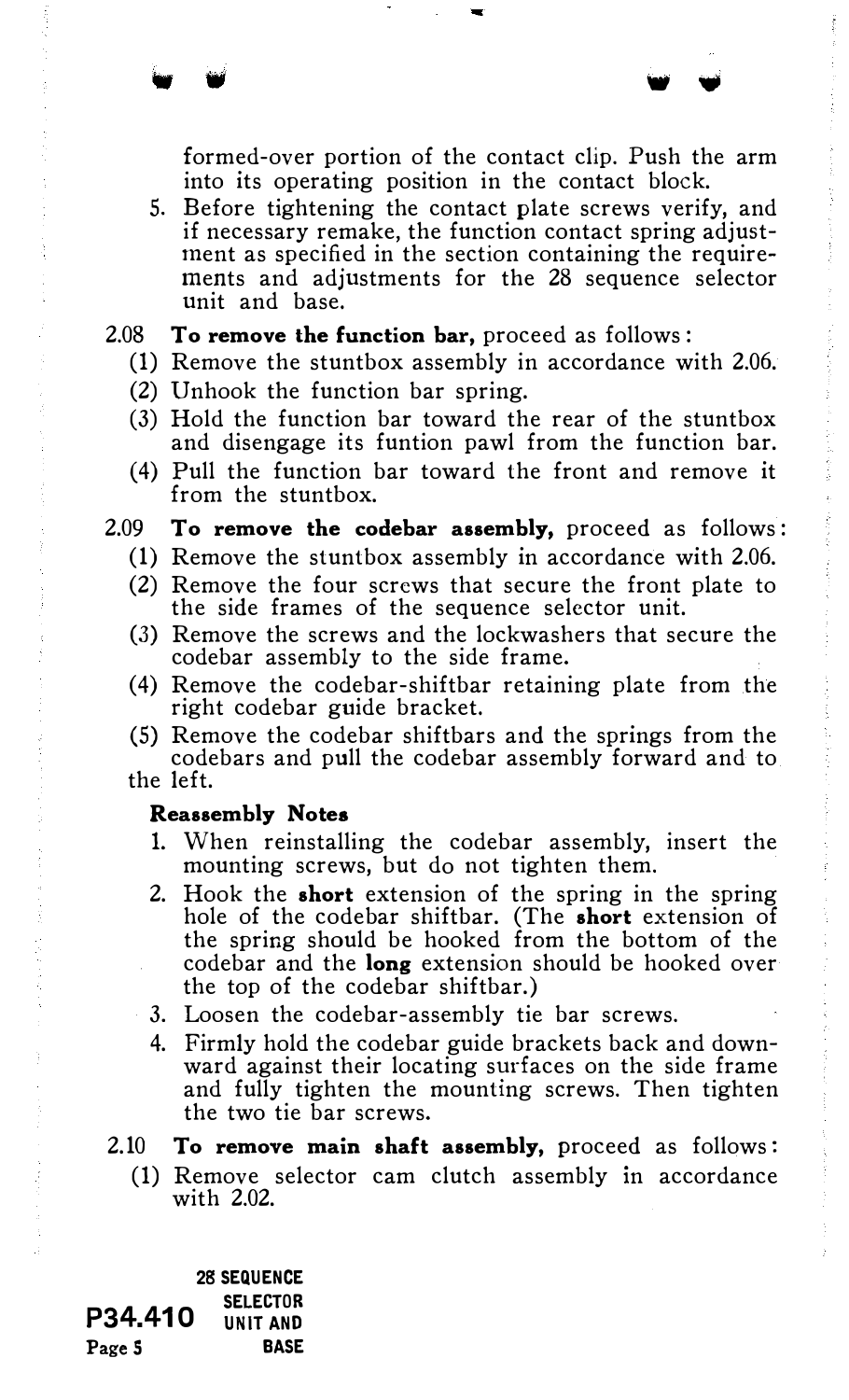formed-over portion of the contact clip. Push the arm into its operating position in the contact block.

5. Before tightening the contact plate screws verify, and if necessary remake, the function contact spring adjustment as specified in the section containing the requirements and adjustments for the 28 sequence selector unit and base.

2.08 **To remove the function bar,** proceed as follows:

(1) Remove the stuntbox assembly in accordance with 2.06.

(2) Unhook the function bar spring.

(3) Hold the function bar toward the rear of the stuntbox and disengage its funtion pawl from the function bar.

(4) Pull the function bar toward the front and remove it from the stuntbox.

2.09 **To remove the codebar assembly,** proceed as follows:

(1) Remove the stuntbox assembly in accordance with 2.06.

(2) Remove the four screws that secure the front plate to the side frames of the sequence selector unit.

(3) Remove the screws and the lockwashers that secure the codebar assembly to the side frame.

(4) Remove the codebar-shiftbar retaining plate from the right codebar guide bracket.

(5) Remove the codebar shiftbars and the springs from the codebars and pull the codebar assembly forward and to the left.

**Reassembly Notes**

1. When reinstalling the codebar assembly, insert the mounting screws, but do not tighten them.
2. Hook the **short** extension of the spring in the spring hole of the codebar shiftbar. (The **short** extension of the spring should be hooked from the bottom of the codebar and the **long** extension should be hooked over the top of the codebar shiftbar.)
3. Loosen the codebar-assembly tie bar screws.
4. Firmly hold the codebar guide brackets back and downward against their locating surfaces on the side frame and fully tighten the mounting screws. Then tighten the two tie bar screws.

2.10 **To remove main shaft assembly,** proceed as follows:

(1) Remove selector cam clutch assembly in accordance with 2.02.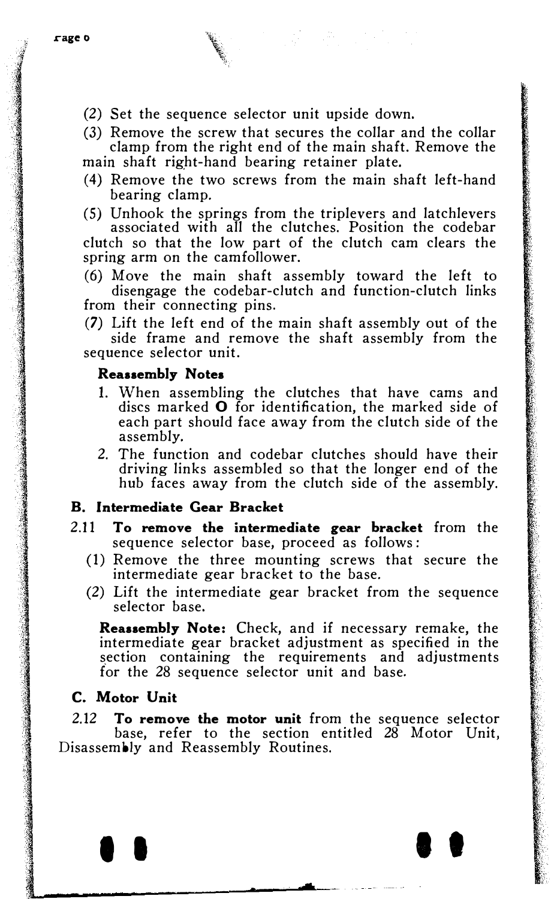(2) Set the sequence selector unit upside down.

(3) Remove the screw that secures the collar and the collar clamp from the right end of the main shaft. Remove the main shaft right-hand bearing retainer plate.

(4) Remove the two screws from the main shaft left-hand bearing clamp.

(5) Unhook the springs from the triplevers and latchlevers associated with all the clutches. Position the codebar clutch so that the low part of the clutch cam clears the spring arm on the camfollower.

(6) Move the main shaft assembly toward the left to disengage the codebar-clutch and function-clutch links from their connecting pins.

(7) Lift the left end of the main shaft assembly out of the side frame and remove the shaft assembly from the sequence selector unit.

**Reassembly Notes**

1. When assembling the clutches that have cams and discs marked **O** for identification, the marked side of each part should face away from the clutch side of the assembly.
2. The function and codebar clutches should have their driving links assembled so that the longer end of the hub faces away from the clutch side of the assembly.

### B. Intermediate Gear Bracket

2.11 **To remove the intermediate gear bracket** from the sequence selector base, proceed as follows:

(1) Remove the three mounting screws that secure the intermediate gear bracket to the base.

(2) Lift the intermediate gear bracket from the sequence selector base.

**Reassembly Note:** Check, and if necessary remake, the intermediate gear bracket adjustment as specified in the section containing the requirements and adjustments for the 28 sequence selector unit and base.

### C. Motor Unit

2.12 **To remove the motor unit** from the sequence selector base, refer to the section entitled 28 Motor Unit, Disassembly and Reassembly Routines.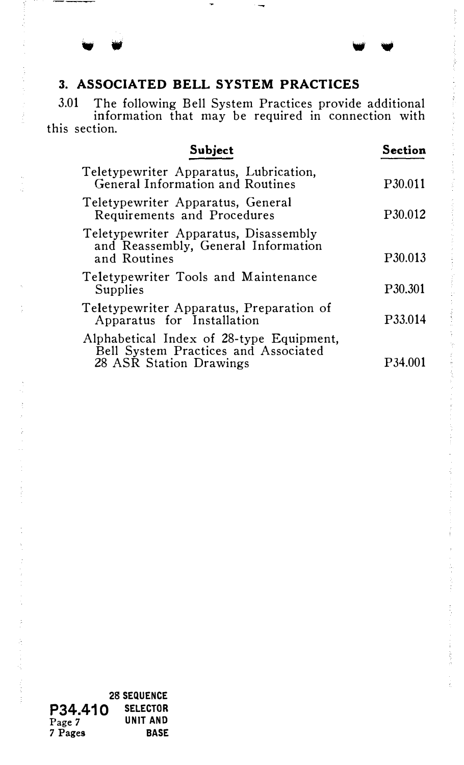## 3. ASSOCIATED BELL SYSTEM PRACTICES

3.01 The following Bell System Practices provide additional information that may be required in connection with this section.

| Subject | Section |
|---|---|
| Teletypewriter Apparatus, Lubrication, General Information and Routines | P30.011 |
| Teletypewriter Apparatus, General Requirements and Procedures | P30.012 |
| Teletypewriter Apparatus, Disassembly and Reassembly, General Information and Routines | P30.013 |
| Teletypewriter Tools and Maintenance Supplies | P30.301 |
| Teletypewriter Apparatus, Preparation of Apparatus for Installation | P33.014 |
| Alphabetical Index of 28-type Equipment, Bell System Practices and Associated 28 ASR Station Drawings | P34.001 |